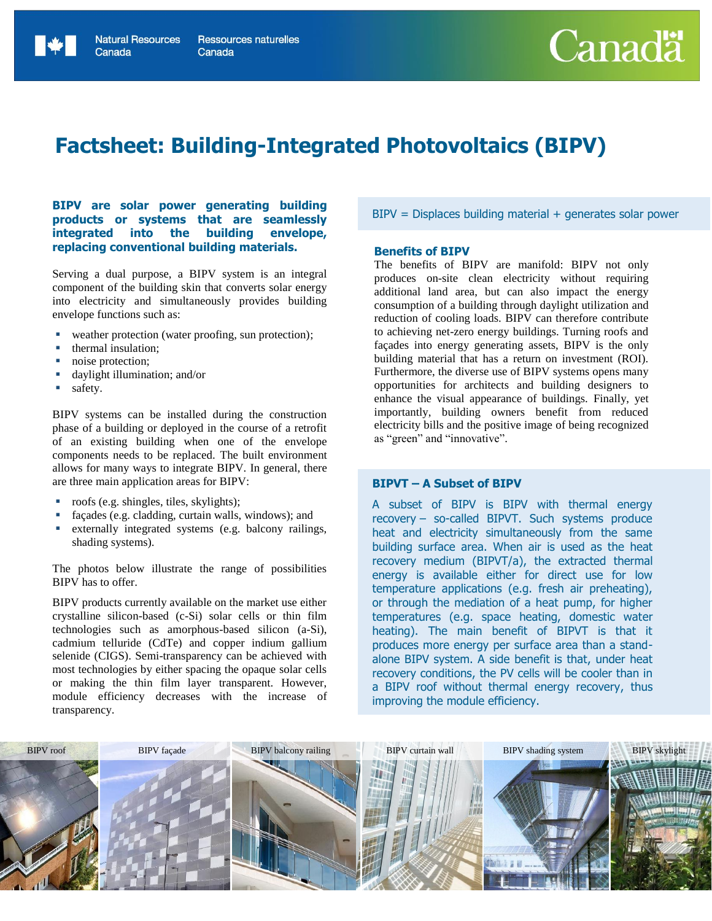# Factsheet: Building-Integrated Photovoltaics (BIPV)

**BIPV are solar power generating building products or systems that are seamlessly integrated into the building envelope, replacing conventional building materials.**

Serving a dual purpose, a BIPV system is an integral component of the building skin that converts solar energy into electricity and simultaneously provides building envelope functions such as:

- weather protection (water proofing, sun protection);
- thermal insulation;
- noise protection;
- daylight illumination; and/or
- safety.

BIPV systems can be installed during the construction phase of a building or deployed in the course of a retrofit of an existing building when one of the envelope components needs to be replaced. The built environment allows for many ways to integrate BIPV. In general, there are three main application areas for BIPV:

- roofs (e.g. shingles, tiles, skylights);
- façades (e.g. cladding, curtain walls, windows); and
- externally integrated systems (e.g. balcony railings, shading systems).

The photos below illustrate the range of possibilities BIPV has to offer.

BIPV products currently available on the market use either crystalline silicon-based (c-Si) solar cells or thin film technologies such as amorphous-based silicon (a-Si), cadmium telluride (CdTe) and copper indium gallium selenide (CIGS). Semi-transparency can be achieved with most technologies by either spacing the opaque solar cells or making the thin film layer transparent. However, module efficiency decreases with the increase of transparency.

BIPV = Displaces building material + generates solar power

### Benefits of BIPV

The benefits of BIPV are manifold: BIPV not only produces on-site clean electricity without requiring additional land area, but can also impact the energy consumption of a building through daylight utilization and reduction of cooling loads. BIPV can therefore contribute to achieving net-zero energy buildings. Turning roofs and façades into energy generating assets, BIPV is the only building material that has a return on investment (ROI). Furthermore, the diverse use of BIPV systems opens many opportunities for architects and building designers to enhance the visual appearance of buildings. Finally, yet importantly, building owners benefit from reduced electricity bills and the positive image of being recognized as "green" and "innovative".

### BIPVT – A Subset of BIPV

A subset of BIPV is BIPV with thermal energy recovery – so-called BIPVT. Such systems produce heat and electricity simultaneously from the same building surface area. When air is used as the heat recovery medium (BIPVT/a), the extracted thermal energy is available either for direct use for low temperature applications (e.g. fresh air preheating), or through the mediation of a heat pump, for higher temperatures (e.g. space heating, domestic water heating). The main benefit of BIPVT is that it produces more energy per surface area than a stand-alone BIPV system. A side benefit is that, under heat recovery conditions, the PV cells will be cooler than in a BIPV roof without thermal energy recovery, thus improving the module efficiency.

BIPV roof | BIPV façade | BIPV balcony railing | BIPV curtain wall | BIPV shading system | BIPV skylight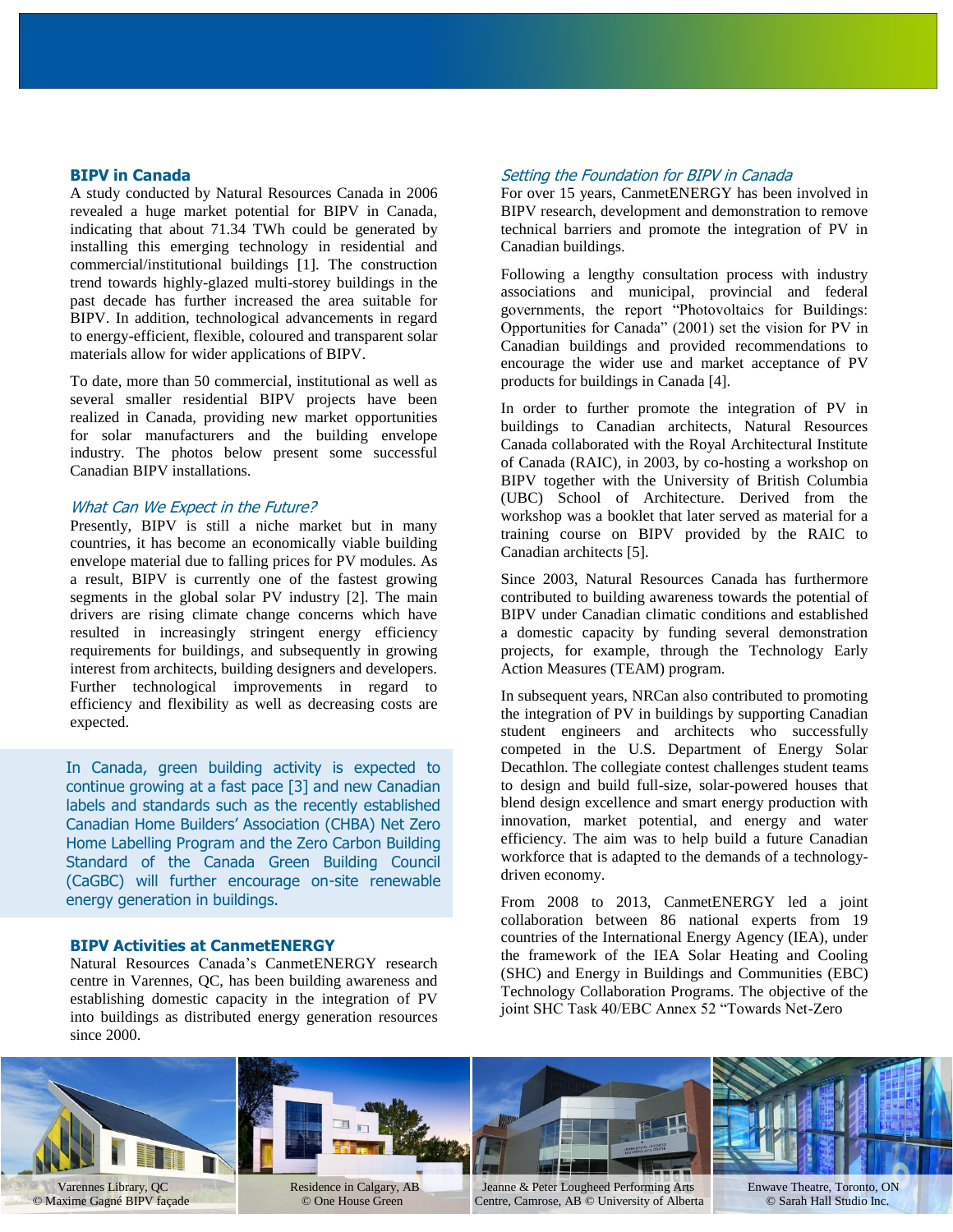## BIPV in Canada

A study conducted by Natural Resources Canada in 2006 revealed a huge market potential for BIPV in Canada, indicating that about 71.34 TWh could be generated by installing this emerging technology in residential and commercial/institutional buildings [1]. The construction trend towards highly-glazed multi-storey buildings in the past decade has further increased the area suitable for BIPV. In addition, technological advancements in regard to energy-efficient, flexible, coloured and transparent solar materials allow for wider applications of BIPV.

To date, more than 50 commercial, institutional as well as several smaller residential BIPV projects have been realized in Canada, providing new market opportunities for solar manufacturers and the building envelope industry. The photos below present some successful Canadian BIPV installations.

### *What Can We Expect in the Future?*

Presently, BIPV is still a niche market but in many countries, it has become an economically viable building envelope material due to falling prices for PV modules. As a result, BIPV is currently one of the fastest growing segments in the global solar PV industry [2]. The main drivers are rising climate change concerns which have resulted in increasingly stringent energy efficiency requirements for buildings, and subsequently in growing interest from architects, building designers and developers. Further technological improvements in regard to efficiency and flexibility as well as decreasing costs are expected.

> In Canada, green building activity is expected to continue growing at a fast pace [3] and new Canadian labels and standards such as the recently established Canadian Home Builders' Association (CHBA) Net Zero Home Labelling Program and the Zero Carbon Building Standard of the Canada Green Building Council (CaGBC) will further encourage on-site renewable energy generation in buildings.

## BIPV Activities at CanmetENERGY

Natural Resources Canada's CanmetENERGY research centre in Varennes, QC, has been building awareness and establishing domestic capacity in the integration of PV into buildings as distributed energy generation resources since 2000.

### *Setting the Foundation for BIPV in Canada*

For over 15 years, CanmetENERGY has been involved in BIPV research, development and demonstration to remove technical barriers and promote the integration of PV in Canadian buildings.

Following a lengthy consultation process with industry associations and municipal, provincial and federal governments, the report "Photovoltaics for Buildings: Opportunities for Canada" (2001) set the vision for PV in Canadian buildings and provided recommendations to encourage the wider use and market acceptance of PV products for buildings in Canada [4].

In order to further promote the integration of PV in buildings to Canadian architects, Natural Resources Canada collaborated with the Royal Architectural Institute of Canada (RAIC), in 2003, by co-hosting a workshop on BIPV together with the University of British Columbia (UBC) School of Architecture. Derived from the workshop was a booklet that later served as material for a training course on BIPV provided by the RAIC to Canadian architects [5].

Since 2003, Natural Resources Canada has furthermore contributed to building awareness towards the potential of BIPV under Canadian climatic conditions and established a domestic capacity by funding several demonstration projects, for example, through the Technology Early Action Measures (TEAM) program.

In subsequent years, NRCan also contributed to promoting the integration of PV in buildings by supporting Canadian student engineers and architects who successfully competed in the U.S. Department of Energy Solar Decathlon. The collegiate contest challenges student teams to design and build full-size, solar-powered houses that blend design excellence and smart energy production with innovation, market potential, and energy and water efficiency. The aim was to help build a future Canadian workforce that is adapted to the demands of a technology-driven economy.

From 2008 to 2013, CanmetENERGY led a joint collaboration between 86 national experts from 19 countries of the International Energy Agency (IEA), under the framework of the IEA Solar Heating and Cooling (SHC) and Energy in Buildings and Communities (EBC) Technology Collaboration Programs. The objective of the joint SHC Task 40/EBC Annex 52 "Towards Net-Zero

Varennes Library, QC © Maxime Gagné BIPV façade

Residence in Calgary, AB © One House Green

Jeanne & Peter Lougheed Performing Arts Centre, Camrose, AB © University of Alberta

Enwave Theatre, Toronto, ON © Sarah Hall Studio Inc.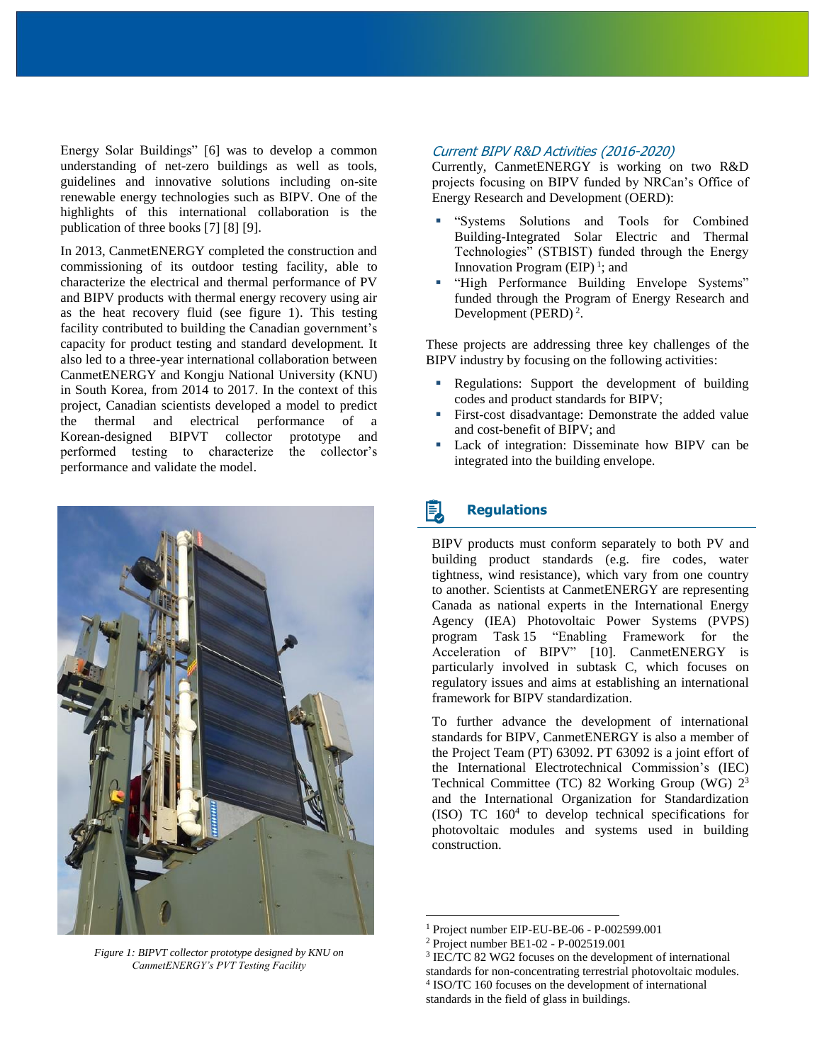Energy Solar Buildings" [6] was to develop a common understanding of net-zero buildings as well as tools, guidelines and innovative solutions including on-site renewable energy technologies such as BIPV. One of the highlights of this international collaboration is the publication of three books [7] [8] [9].

In 2013, CanmetENERGY completed the construction and commissioning of its outdoor testing facility, able to characterize the electrical and thermal performance of PV and BIPV products with thermal energy recovery using air as the heat recovery fluid (see figure 1). This testing facility contributed to building the Canadian government's capacity for product testing and standard development. It also led to a three-year international collaboration between CanmetENERGY and Kongju National University (KNU) in South Korea, from 2014 to 2017. In the context of this project, Canadian scientists developed a model to predict the thermal and electrical performance of a Korean-designed BIPVT collector prototype and performed testing to characterize the collector's performance and validate the model.

*Figure 1: BIPVT collector prototype designed by KNU on CanmetENERGY's PVT Testing Facility*

### *Current BIPV R&D Activities (2016-2020)*

Currently, CanmetENERGY is working on two R&D projects focusing on BIPV funded by NRCan's Office of Energy Research and Development (OERD):

- "Systems Solutions and Tools for Combined Building-Integrated Solar Electric and Thermal Technologies" (STBIST) funded through the Energy Innovation Program (EIP) [1]; and
- "High Performance Building Envelope Systems" funded through the Program of Energy Research and Development (PERD) [2].

These projects are addressing three key challenges of the BIPV industry by focusing on the following activities:

- Regulations: Support the development of building codes and product standards for BIPV;
- First-cost disadvantage: Demonstrate the added value and cost-benefit of BIPV; and
- Lack of integration: Disseminate how BIPV can be integrated into the building envelope.

## **Regulations**

BIPV products must conform separately to both PV and building product standards (e.g. fire codes, water tightness, wind resistance), which vary from one country to another. Scientists at CanmetENERGY are representing Canada as national experts in the International Energy Agency (IEA) Photovoltaic Power Systems (PVPS) program Task 15 "Enabling Framework for the Acceleration of BIPV" [10]. CanmetENERGY is particularly involved in subtask C, which focuses on regulatory issues and aims at establishing an international framework for BIPV standardization.

To further advance the development of international standards for BIPV, CanmetENERGY is also a member of the Project Team (PT) 63092. PT 63092 is a joint effort of the International Electrotechnical Commission's (IEC) Technical Committee (TC) 82 Working Group (WG) 2[3] and the International Organization for Standardization (ISO) TC 160[4] to develop technical specifications for photovoltaic modules and systems used in building construction.

---

[1] Project number EIP-EU-BE-06 - P-002599.001

[2] Project number BE1-02 - P-002519.001

[3] IEC/TC 82 WG2 focuses on the development of international standards for non-concentrating terrestrial photovoltaic modules.

[4] ISO/TC 160 focuses on the development of international standards in the field of glass in buildings.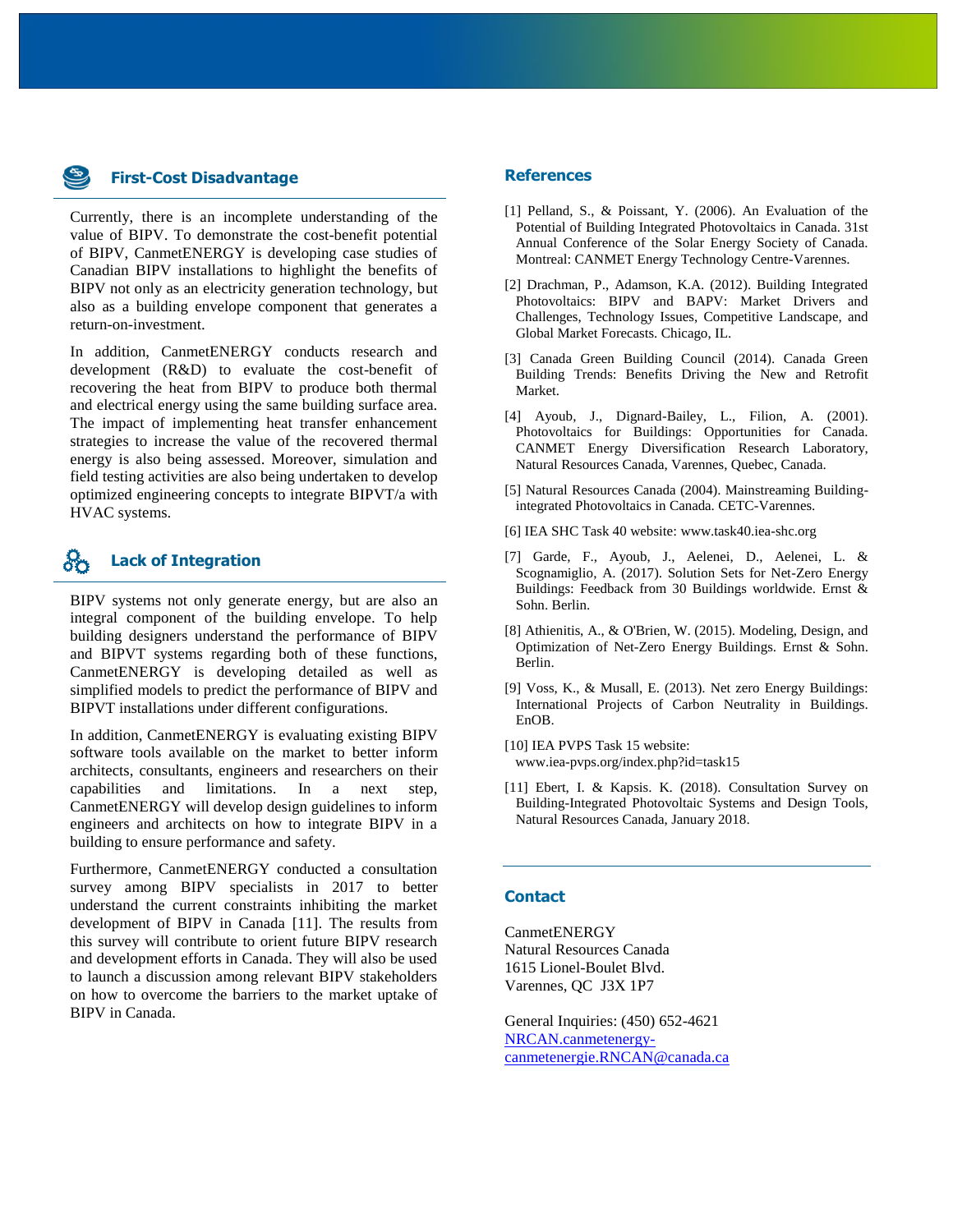## First-Cost Disadvantage

Currently, there is an incomplete understanding of the value of BIPV. To demonstrate the cost-benefit potential of BIPV, CanmetENERGY is developing case studies of Canadian BIPV installations to highlight the benefits of BIPV not only as an electricity generation technology, but also as a building envelope component that generates a return-on-investment.

In addition, CanmetENERGY conducts research and development (R&D) to evaluate the cost-benefit of recovering the heat from BIPV to produce both thermal and electrical energy using the same building surface area. The impact of implementing heat transfer enhancement strategies to increase the value of the recovered thermal energy is also being assessed. Moreover, simulation and field testing activities are also being undertaken to develop optimized engineering concepts to integrate BIPVT/a with HVAC systems.

## Lack of Integration

BIPV systems not only generate energy, but are also an integral component of the building envelope. To help building designers understand the performance of BIPV and BIPVT systems regarding both of these functions, CanmetENERGY is developing detailed as well as simplified models to predict the performance of BIPV and BIPVT installations under different configurations.

In addition, CanmetENERGY is evaluating existing BIPV software tools available on the market to better inform architects, consultants, engineers and researchers on their capabilities and limitations. In a next step, CanmetENERGY will develop design guidelines to inform engineers and architects on how to integrate BIPV in a building to ensure performance and safety.

Furthermore, CanmetENERGY conducted a consultation survey among BIPV specialists in 2017 to better understand the current constraints inhibiting the market development of BIPV in Canada [11]. The results from this survey will contribute to orient future BIPV research and development efforts in Canada. They will also be used to launch a discussion among relevant BIPV stakeholders on how to overcome the barriers to the market uptake of BIPV in Canada.

## References

[1] Pelland, S., & Poissant, Y. (2006). An Evaluation of the Potential of Building Integrated Photovoltaics in Canada. 31st Annual Conference of the Solar Energy Society of Canada. Montreal: CANMET Energy Technology Centre-Varennes.

[2] Drachman, P., Adamson, K.A. (2012). Building Integrated Photovoltaics: BIPV and BAPV: Market Drivers and Challenges, Technology Issues, Competitive Landscape, and Global Market Forecasts. Chicago, IL.

[3] Canada Green Building Council (2014). Canada Green Building Trends: Benefits Driving the New and Retrofit Market.

[4] Ayoub, J., Dignard-Bailey, L., Filion, A. (2001). Photovoltaics for Buildings: Opportunities for Canada. CANMET Energy Diversification Research Laboratory, Natural Resources Canada, Varennes, Quebec, Canada.

[5] Natural Resources Canada (2004). Mainstreaming Building-integrated Photovoltaics in Canada. CETC-Varennes.

[6] IEA SHC Task 40 website: www.task40.iea-shc.org

[7] Garde, F., Ayoub, J., Aelenei, D., Aelenei, L. & Scognamiglio, A. (2017). Solution Sets for Net-Zero Energy Buildings: Feedback from 30 Buildings worldwide. Ernst & Sohn. Berlin.

[8] Athienitis, A., & O'Brien, W. (2015). Modeling, Design, and Optimization of Net-Zero Energy Buildings. Ernst & Sohn. Berlin.

[9] Voss, K., & Musall, E. (2013). Net zero Energy Buildings: International Projects of Carbon Neutrality in Buildings. EnOB.

[10] IEA PVPS Task 15 website: www.iea-pvps.org/index.php?id=task15

[11] Ebert, I. & Kapsis. K. (2018). Consultation Survey on Building-Integrated Photovoltaic Systems and Design Tools, Natural Resources Canada, January 2018.

## Contact

CanmetENERGY
Natural Resources Canada
1615 Lionel-Boulet Blvd.
Varennes, QC J3X 1P7

General Inquiries: (450) 652-4621
NRCAN.canmetenergy-canmetenergie.RNCAN@canada.ca